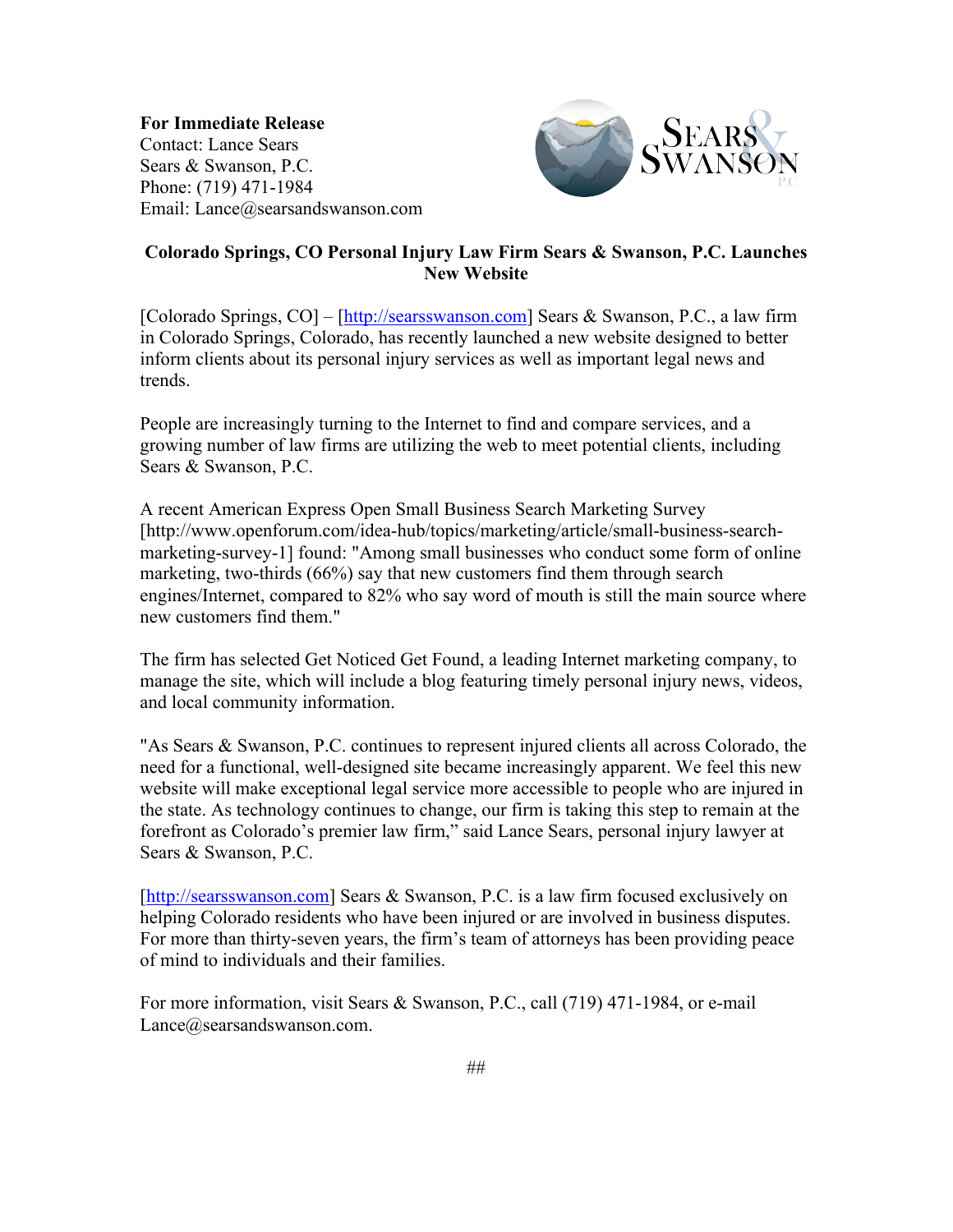**For Immediate Release**
Contact: Lance Sears
Sears & Swanson, P.C.
Phone: (719) 471-1984
Email: Lance@searsandswanson.com

**Colorado Springs, CO Personal Injury Law Firm Sears & Swanson, P.C. Launches New Website**

[Colorado Springs, CO] – [http://searsswanson.com] Sears & Swanson, P.C., a law firm in Colorado Springs, Colorado, has recently launched a new website designed to better inform clients about its personal injury services as well as important legal news and trends.

People are increasingly turning to the Internet to find and compare services, and a growing number of law firms are utilizing the web to meet potential clients, including Sears & Swanson, P.C.

A recent American Express Open Small Business Search Marketing Survey [http://www.openforum.com/idea-hub/topics/marketing/article/small-business-search-marketing-survey-1] found: "Among small businesses who conduct some form of online marketing, two-thirds (66%) say that new customers find them through search engines/Internet, compared to 82% who say word of mouth is still the main source where new customers find them."

The firm has selected Get Noticed Get Found, a leading Internet marketing company, to manage the site, which will include a blog featuring timely personal injury news, videos, and local community information.

"As Sears & Swanson, P.C. continues to represent injured clients all across Colorado, the need for a functional, well-designed site became increasingly apparent. We feel this new website will make exceptional legal service more accessible to people who are injured in the state. As technology continues to change, our firm is taking this step to remain at the forefront as Colorado's premier law firm," said Lance Sears, personal injury lawyer at Sears & Swanson, P.C.

[http://searsswanson.com] Sears & Swanson, P.C. is a law firm focused exclusively on helping Colorado residents who have been injured or are involved in business disputes. For more than thirty-seven years, the firm's team of attorneys has been providing peace of mind to individuals and their families.

For more information, visit Sears & Swanson, P.C., call (719) 471-1984, or e-mail Lance@searsandswanson.com.

##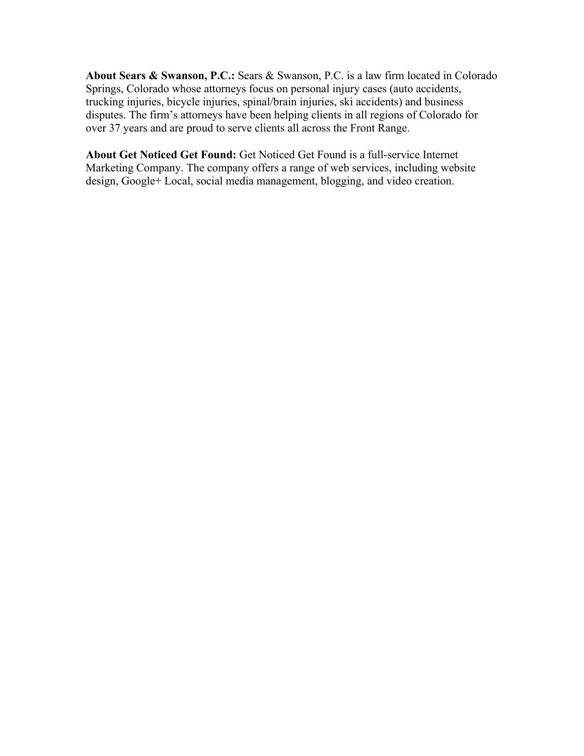**About Sears & Swanson, P.C.:** Sears & Swanson, P.C. is a law firm located in Colorado Springs, Colorado whose attorneys focus on personal injury cases (auto accidents, trucking injuries, bicycle injuries, spinal/brain injuries, ski accidents) and business disputes. The firm's attorneys have been helping clients in all regions of Colorado for over 37 years and are proud to serve clients all across the Front Range.

**About Get Noticed Get Found:** Get Noticed Get Found is a full-service Internet Marketing Company. The company offers a range of web services, including website design, Google+ Local, social media management, blogging, and video creation.